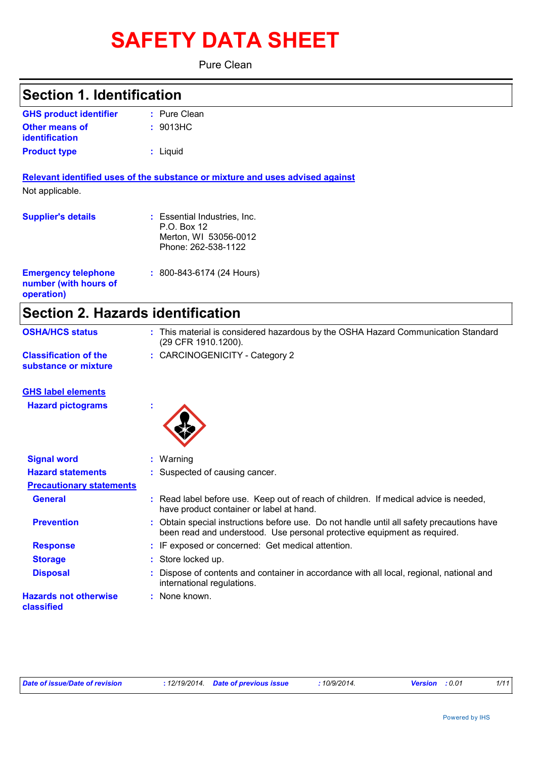# SAFETY DATA SHEET

Pure Clean

## Section 1. Identification

| | | |
|---|---|---|
| **GHS product identifier** | : | Pure Clean |
| **Other means of identification** | : | 9013HC |
| **Product type** | : | Liquid |

**Relevant identified uses of the substance or mixture and uses advised against**

Not applicable.

| | | |
|---|---|---|
| **Supplier's details** | : | Essential Industries, Inc.<br>P.O. Box 12<br>Merton, WI 53056-0012<br>Phone: 262-538-1122 |
| **Emergency telephone number (with hours of operation)** | : | 800-843-6174 (24 Hours) |

## Section 2. Hazards identification

| | | |
|---|---|---|
| **OSHA/HCS status** | : | This material is considered hazardous by the OSHA Hazard Communication Standard (29 CFR 1910.1200). |
| **Classification of the substance or mixture** | : | CARCINOGENICITY - Category 2 |

**GHS label elements**

| | | |
|---|---|---|
| **Hazard pictograms** | : | |
| **Signal word** | : | Warning |
| **Hazard statements** | : | Suspected of causing cancer. |

**Precautionary statements**

| | | |
|---|---|---|
| **General** | : | Read label before use. Keep out of reach of children. If medical advice is needed, have product container or label at hand. |
| **Prevention** | : | Obtain special instructions before use. Do not handle until all safety precautions have been read and understood. Use personal protective equipment as required. |
| **Response** | : | IF exposed or concerned: Get medical attention. |
| **Storage** | : | Store locked up. |
| **Disposal** | : | Dispose of contents and container in accordance with all local, regional, national and international regulations. |
| **Hazards not otherwise classified** | : | None known. |

*Date of issue/Date of revision* : 12/19/2014. *Date of previous issue* : 10/9/2014. *Version* : 0.01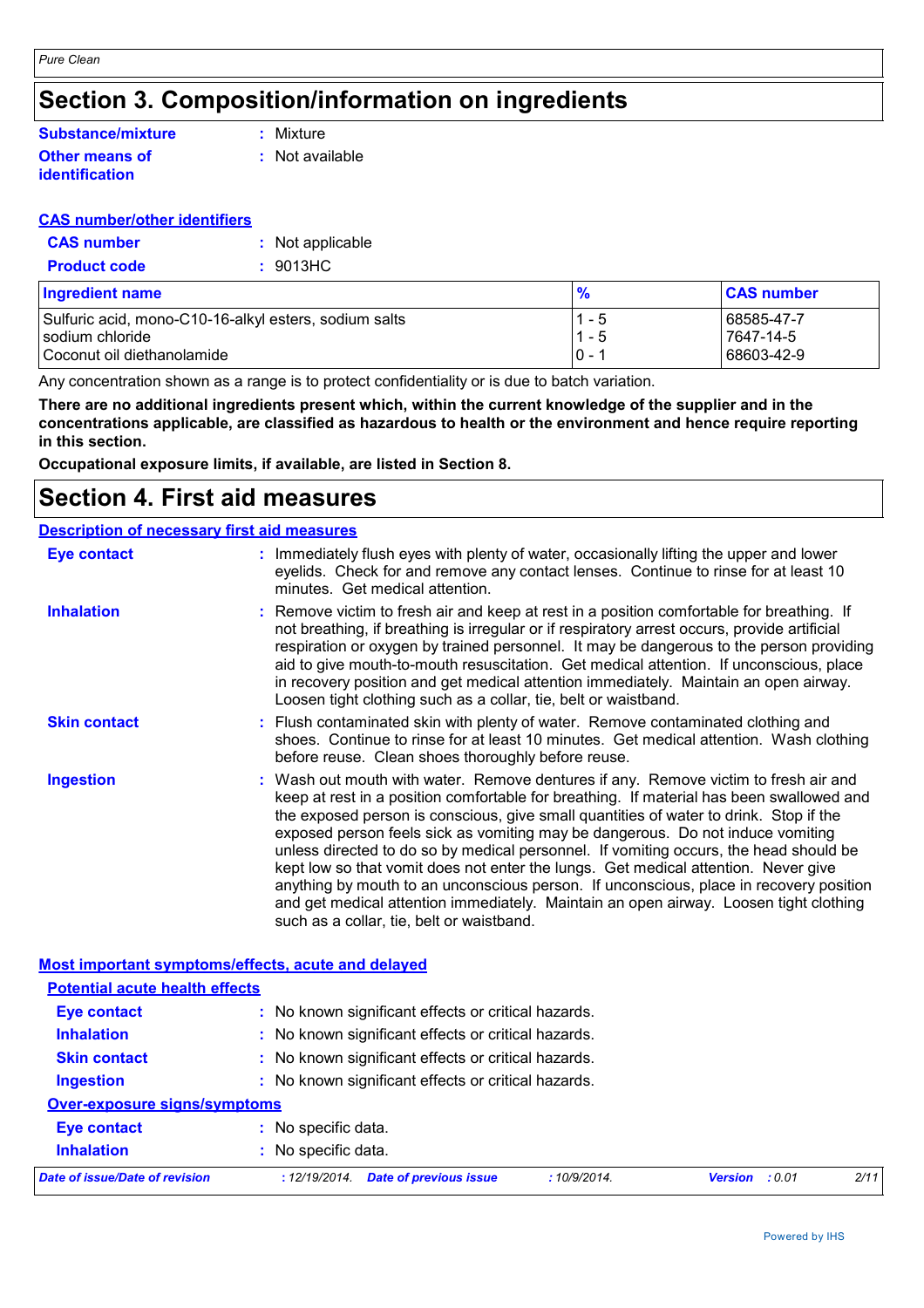# Section 3. Composition/information on ingredients

**Substance/mixture** : Mixture

**Other means of identification** : Not available

**CAS number/other identifiers**

**CAS number** : Not applicable

**Product code** : 9013HC

| Ingredient name | % | CAS number |
|---|---|---|
| Sulfuric acid, mono-C10-16-alkyl esters, sodium salts | 1 - 5 | 68585-47-7 |
| sodium chloride | 1 - 5 | 7647-14-5 |
| Coconut oil diethanolamide | 0 - 1 | 68603-42-9 |

Any concentration shown as a range is to protect confidentiality or is due to batch variation.

**There are no additional ingredients present which, within the current knowledge of the supplier and in the concentrations applicable, are classified as hazardous to health or the environment and hence require reporting in this section.**

**Occupational exposure limits, if available, are listed in Section 8.**

# Section 4. First aid measures

**Description of necessary first aid measures**

**Eye contact** : Immediately flush eyes with plenty of water, occasionally lifting the upper and lower eyelids. Check for and remove any contact lenses. Continue to rinse for at least 10 minutes. Get medical attention.

**Inhalation** : Remove victim to fresh air and keep at rest in a position comfortable for breathing. If not breathing, if breathing is irregular or if respiratory arrest occurs, provide artificial respiration or oxygen by trained personnel. It may be dangerous to the person providing aid to give mouth-to-mouth resuscitation. Get medical attention. If unconscious, place in recovery position and get medical attention immediately. Maintain an open airway. Loosen tight clothing such as a collar, tie, belt or waistband.

**Skin contact** : Flush contaminated skin with plenty of water. Remove contaminated clothing and shoes. Continue to rinse for at least 10 minutes. Get medical attention. Wash clothing before reuse. Clean shoes thoroughly before reuse.

**Ingestion** : Wash out mouth with water. Remove dentures if any. Remove victim to fresh air and keep at rest in a position comfortable for breathing. If material has been swallowed and the exposed person is conscious, give small quantities of water to drink. Stop if the exposed person feels sick as vomiting may be dangerous. Do not induce vomiting unless directed to do so by medical personnel. If vomiting occurs, the head should be kept low so that vomit does not enter the lungs. Get medical attention. Never give anything by mouth to an unconscious person. If unconscious, place in recovery position and get medical attention immediately. Maintain an open airway. Loosen tight clothing such as a collar, tie, belt or waistband.

**Most important symptoms/effects, acute and delayed**

**Potential acute health effects**

**Eye contact** : No known significant effects or critical hazards.

**Inhalation** : No known significant effects or critical hazards.

**Skin contact** : No known significant effects or critical hazards.

**Ingestion** : No known significant effects or critical hazards.

**Over-exposure signs/symptoms**

**Eye contact** : No specific data.

**Inhalation** : No specific data.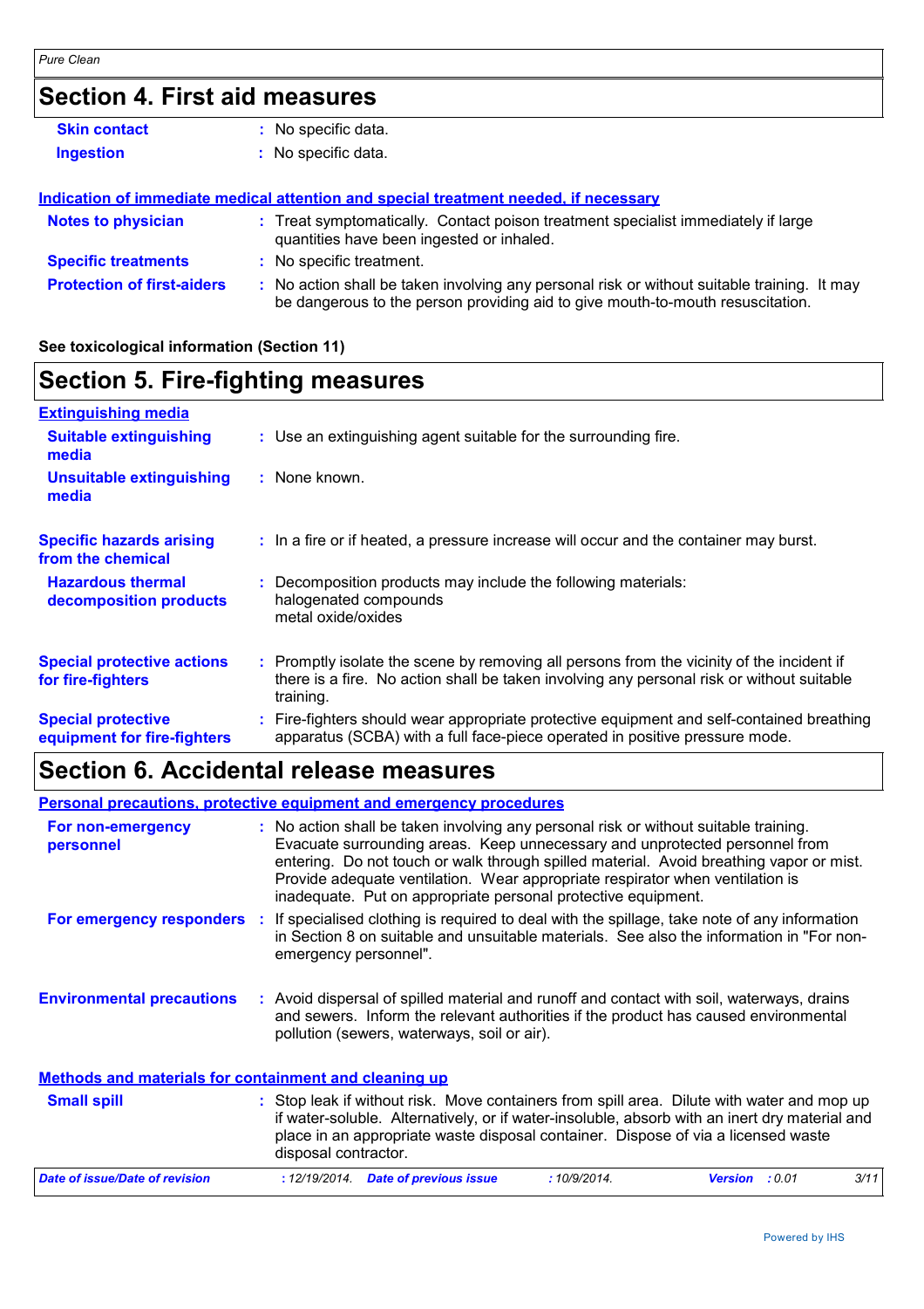## Section 4. First aid measures

| | |
|---|---|
| **Skin contact** | : No specific data. |
| **Ingestion** | : No specific data. |

### Indication of immediate medical attention and special treatment needed, if necessary

| | |
|---|---|
| **Notes to physician** | : Treat symptomatically. Contact poison treatment specialist immediately if large quantities have been ingested or inhaled. |
| **Specific treatments** | : No specific treatment. |
| **Protection of first-aiders** | : No action shall be taken involving any personal risk or without suitable training. It may be dangerous to the person providing aid to give mouth-to-mouth resuscitation. |

**See toxicological information (Section 11)**

## Section 5. Fire-fighting measures

### Extinguishing media

| | |
|---|---|
| **Suitable extinguishing media** | : Use an extinguishing agent suitable for the surrounding fire. |
| **Unsuitable extinguishing media** | : None known. |

| | |
|---|---|
| **Specific hazards arising from the chemical** | : In a fire or if heated, a pressure increase will occur and the container may burst. |
| **Hazardous thermal decomposition products** | : Decomposition products may include the following materials: halogenated compounds metal oxide/oxides |
| **Special protective actions for fire-fighters** | : Promptly isolate the scene by removing all persons from the vicinity of the incident if there is a fire. No action shall be taken involving any personal risk or without suitable training. |
| **Special protective equipment for fire-fighters** | : Fire-fighters should wear appropriate protective equipment and self-contained breathing apparatus (SCBA) with a full face-piece operated in positive pressure mode. |

## Section 6. Accidental release measures

### Personal precautions, protective equipment and emergency procedures

| | |
|---|---|
| **For non-emergency personnel** | : No action shall be taken involving any personal risk or without suitable training. Evacuate surrounding areas. Keep unnecessary and unprotected personnel from entering. Do not touch or walk through spilled material. Avoid breathing vapor or mist. Provide adequate ventilation. Wear appropriate respirator when ventilation is inadequate. Put on appropriate personal protective equipment. |
| **For emergency responders** | : If specialised clothing is required to deal with the spillage, take note of any information in Section 8 on suitable and unsuitable materials. See also the information in "For non-emergency personnel". |

| | |
|---|---|
| **Environmental precautions** | : Avoid dispersal of spilled material and runoff and contact with soil, waterways, drains and sewers. Inform the relevant authorities if the product has caused environmental pollution (sewers, waterways, soil or air). |

### Methods and materials for containment and cleaning up

| | |
|---|---|
| **Small spill** | : Stop leak if without risk. Move containers from spill area. Dilute with water and mop up if water-soluble. Alternatively, or if water-insoluble, absorb with an inert dry material and place in an appropriate waste disposal container. Dispose of via a licensed waste disposal contractor. |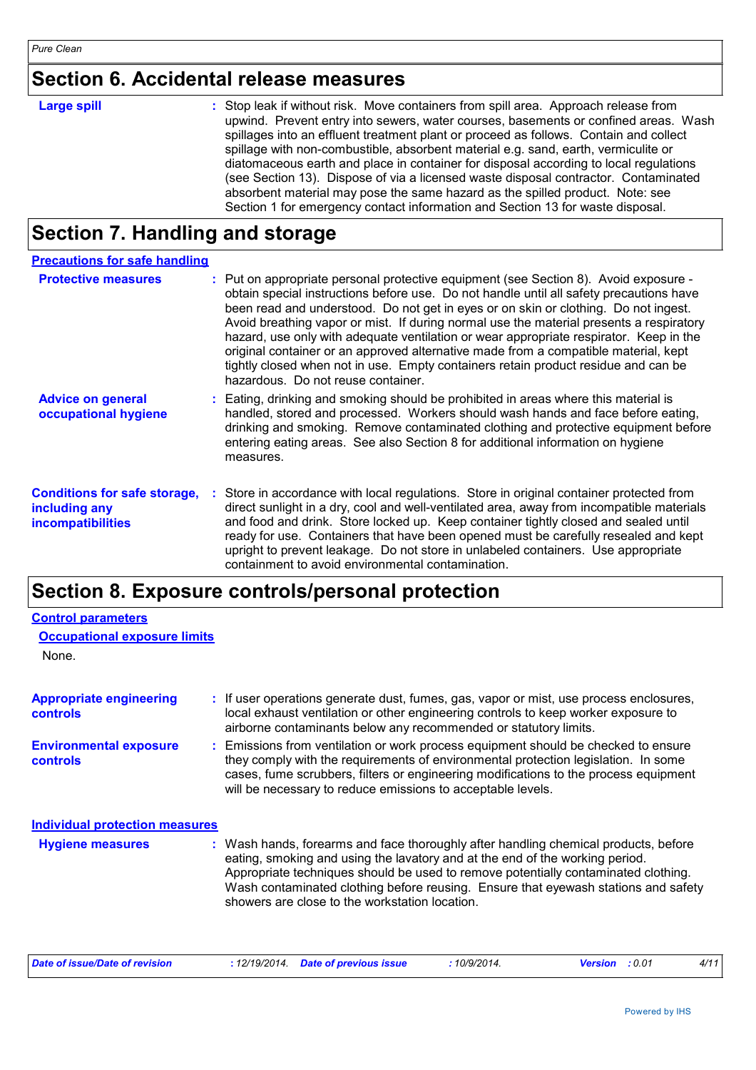## Section 6. Accidental release measures

**Large spill** : Stop leak if without risk. Move containers from spill area. Approach release from upwind. Prevent entry into sewers, water courses, basements or confined areas. Wash spillages into an effluent treatment plant or proceed as follows. Contain and collect spillage with non-combustible, absorbent material e.g. sand, earth, vermiculite or diatomaceous earth and place in container for disposal according to local regulations (see Section 13). Dispose of via a licensed waste disposal contractor. Contaminated absorbent material may pose the same hazard as the spilled product. Note: see Section 1 for emergency contact information and Section 13 for waste disposal.

## Section 7. Handling and storage

### Precautions for safe handling

**Protective measures** : Put on appropriate personal protective equipment (see Section 8). Avoid exposure - obtain special instructions before use. Do not handle until all safety precautions have been read and understood. Do not get in eyes or on skin or clothing. Do not ingest. Avoid breathing vapor or mist. If during normal use the material presents a respiratory hazard, use only with adequate ventilation or wear appropriate respirator. Keep in the original container or an approved alternative made from a compatible material, kept tightly closed when not in use. Empty containers retain product residue and can be hazardous. Do not reuse container.

**Advice on general occupational hygiene** : Eating, drinking and smoking should be prohibited in areas where this material is handled, stored and processed. Workers should wash hands and face before eating, drinking and smoking. Remove contaminated clothing and protective equipment before entering eating areas. See also Section 8 for additional information on hygiene measures.

**Conditions for safe storage, including any incompatibilities** : Store in accordance with local regulations. Store in original container protected from direct sunlight in a dry, cool and well-ventilated area, away from incompatible materials and food and drink. Store locked up. Keep container tightly closed and sealed until ready for use. Containers that have been opened must be carefully resealed and kept upright to prevent leakage. Do not store in unlabeled containers. Use appropriate containment to avoid environmental contamination.

## Section 8. Exposure controls/personal protection

### Control parameters

#### Occupational exposure limits

None.

**Appropriate engineering controls** : If user operations generate dust, fumes, gas, vapor or mist, use process enclosures, local exhaust ventilation or other engineering controls to keep worker exposure to airborne contaminants below any recommended or statutory limits.

**Environmental exposure controls** : Emissions from ventilation or work process equipment should be checked to ensure they comply with the requirements of environmental protection legislation. In some cases, fume scrubbers, filters or engineering modifications to the process equipment will be necessary to reduce emissions to acceptable levels.

### Individual protection measures

**Hygiene measures** : Wash hands, forearms and face thoroughly after handling chemical products, before eating, smoking and using the lavatory and at the end of the working period. Appropriate techniques should be used to remove potentially contaminated clothing. Wash contaminated clothing before reusing. Ensure that eyewash stations and safety showers are close to the workstation location.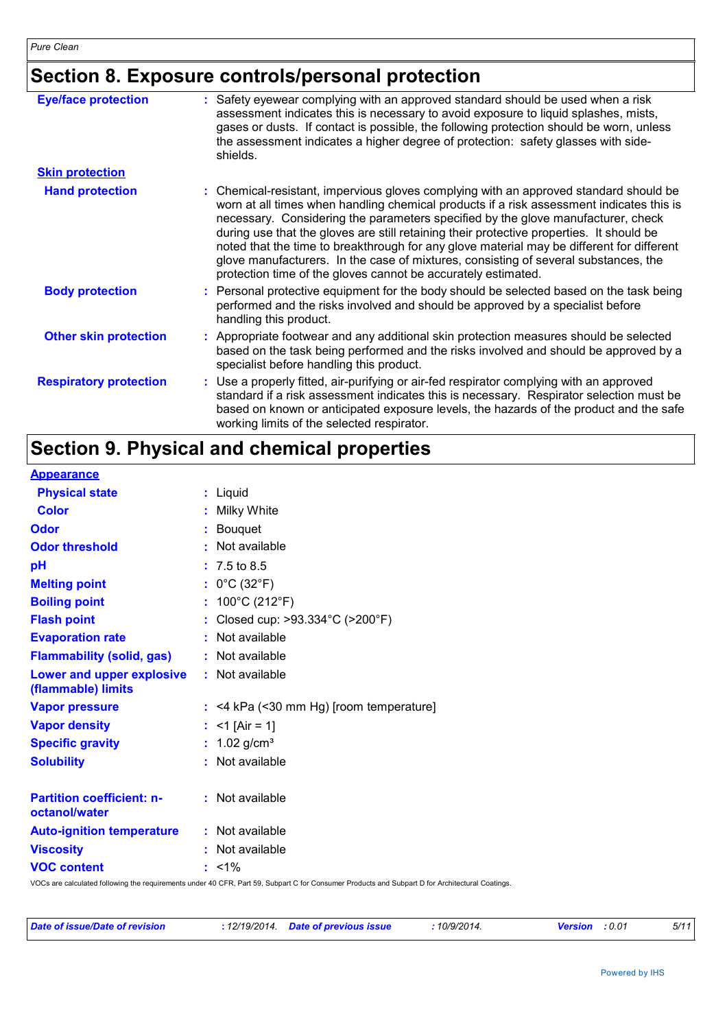## Section 8. Exposure controls/personal protection

**Eye/face protection** : Safety eyewear complying with an approved standard should be used when a risk assessment indicates this is necessary to avoid exposure to liquid splashes, mists, gases or dusts. If contact is possible, the following protection should be worn, unless the assessment indicates a higher degree of protection: safety glasses with side-shields.

**Skin protection**

**Hand protection** : Chemical-resistant, impervious gloves complying with an approved standard should be worn at all times when handling chemical products if a risk assessment indicates this is necessary. Considering the parameters specified by the glove manufacturer, check during use that the gloves are still retaining their protective properties. It should be noted that the time to breakthrough for any glove material may be different for different glove manufacturers. In the case of mixtures, consisting of several substances, the protection time of the gloves cannot be accurately estimated.

**Body protection** : Personal protective equipment for the body should be selected based on the task being performed and the risks involved and should be approved by a specialist before handling this product.

**Other skin protection** : Appropriate footwear and any additional skin protection measures should be selected based on the task being performed and the risks involved and should be approved by a specialist before handling this product.

**Respiratory protection** : Use a properly fitted, air-purifying or air-fed respirator complying with an approved standard if a risk assessment indicates this is necessary. Respirator selection must be based on known or anticipated exposure levels, the hazards of the product and the safe working limits of the selected respirator.

## Section 9. Physical and chemical properties

**Appearance**

| | |
|---|---|
| **Physical state** | : Liquid |
| **Color** | : Milky White |
| **Odor** | : Bouquet |
| **Odor threshold** | : Not available |
| **pH** | : 7.5 to 8.5 |
| **Melting point** | : 0°C (32°F) |
| **Boiling point** | : 100°C (212°F) |
| **Flash point** | : Closed cup: >93.334°C (>200°F) |
| **Evaporation rate** | : Not available |
| **Flammability (solid, gas)** | : Not available |
| **Lower and upper explosive (flammable) limits** | : Not available |
| **Vapor pressure** | : <4 kPa (<30 mm Hg) [room temperature] |
| **Vapor density** | : <1 [Air = 1] |
| **Specific gravity** | : 1.02 g/cm³ |
| **Solubility** | : Not available |
| **Partition coefficient: n-octanol/water** | : Not available |
| **Auto-ignition temperature** | : Not available |
| **Viscosity** | : Not available |
| **VOC content** | : <1% |

VOCs are calculated following the requirements under 40 CFR, Part 59, Subpart C for Consumer Products and Subpart D for Architectural Coatings.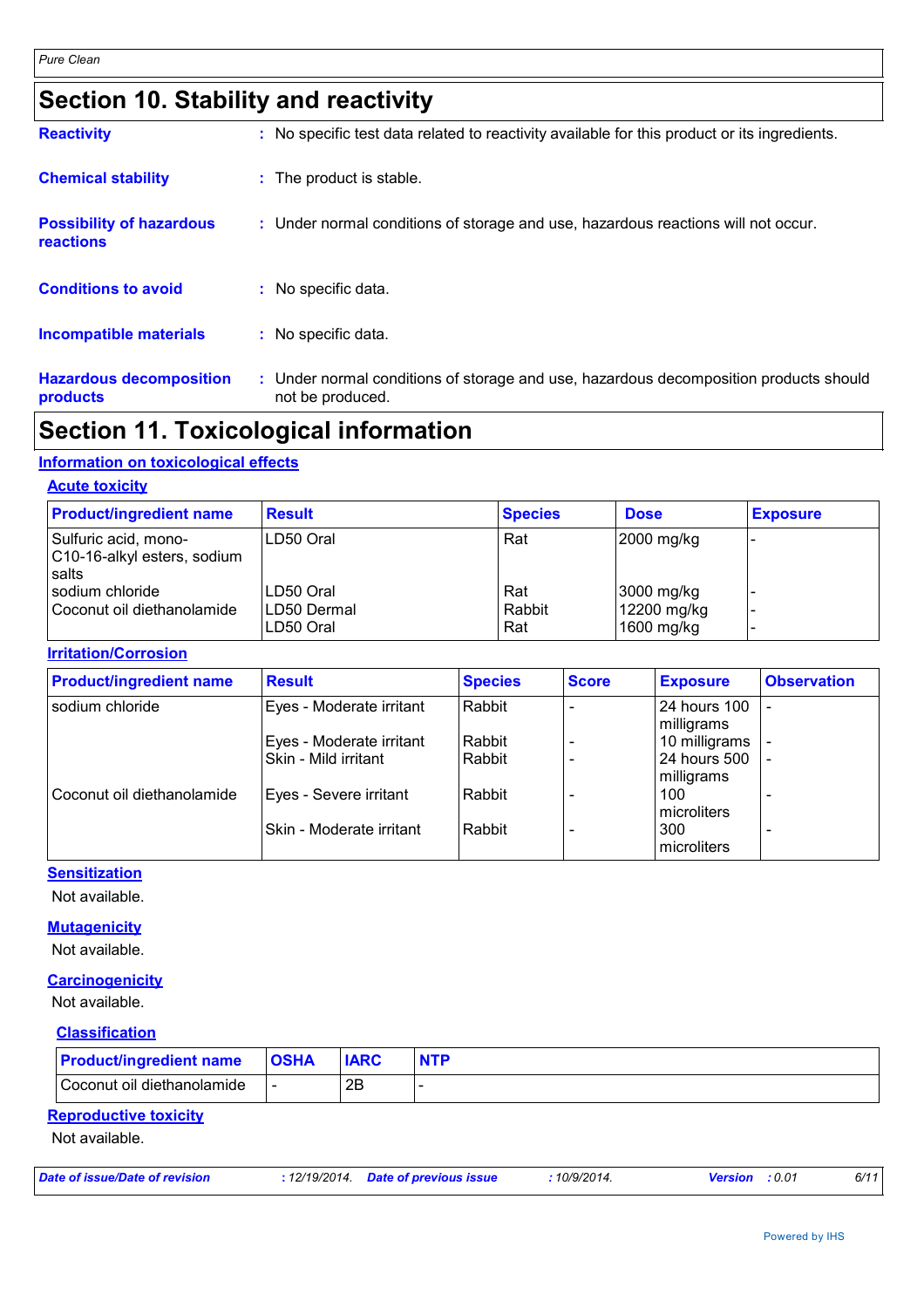## Section 10. Stability and reactivity

**Reactivity** : No specific test data related to reactivity available for this product or its ingredients.

**Chemical stability** : The product is stable.

**Possibility of hazardous reactions** : Under normal conditions of storage and use, hazardous reactions will not occur.

**Conditions to avoid** : No specific data.

**Incompatible materials** : No specific data.

**Hazardous decomposition products** : Under normal conditions of storage and use, hazardous decomposition products should not be produced.

## Section 11. Toxicological information

### Information on toxicological effects

#### Acute toxicity

| Product/ingredient name | Result | Species | Dose | Exposure |
|---|---|---|---|---|
| Sulfuric acid, mono-C10-16-alkyl esters, sodium salts | LD50 Oral | Rat | 2000 mg/kg | - |
| sodium chloride | LD50 Oral | Rat | 3000 mg/kg | - |
| Coconut oil diethanolamide | LD50 Dermal | Rabbit | 12200 mg/kg | - |
| | LD50 Oral | Rat | 1600 mg/kg | - |

#### Irritation/Corrosion

| Product/ingredient name | Result | Species | Score | Exposure | Observation |
|---|---|---|---|---|---|
| sodium chloride | Eyes - Moderate irritant | Rabbit | - | 24 hours 100 milligrams | - |
| | Eyes - Moderate irritant | Rabbit | - | 10 milligrams | - |
| | Skin - Mild irritant | Rabbit | - | 24 hours 500 milligrams | - |
| Coconut oil diethanolamide | Eyes - Severe irritant | Rabbit | - | 100 microliters | - |
| | Skin - Moderate irritant | Rabbit | - | 300 microliters | - |

#### Sensitization

Not available.

#### Mutagenicity

Not available.

#### Carcinogenicity

Not available.

#### Classification

| Product/ingredient name | OSHA | IARC | NTP |
|---|---|---|---|
| Coconut oil diethanolamide | - | 2B | - |

#### Reproductive toxicity

Not available.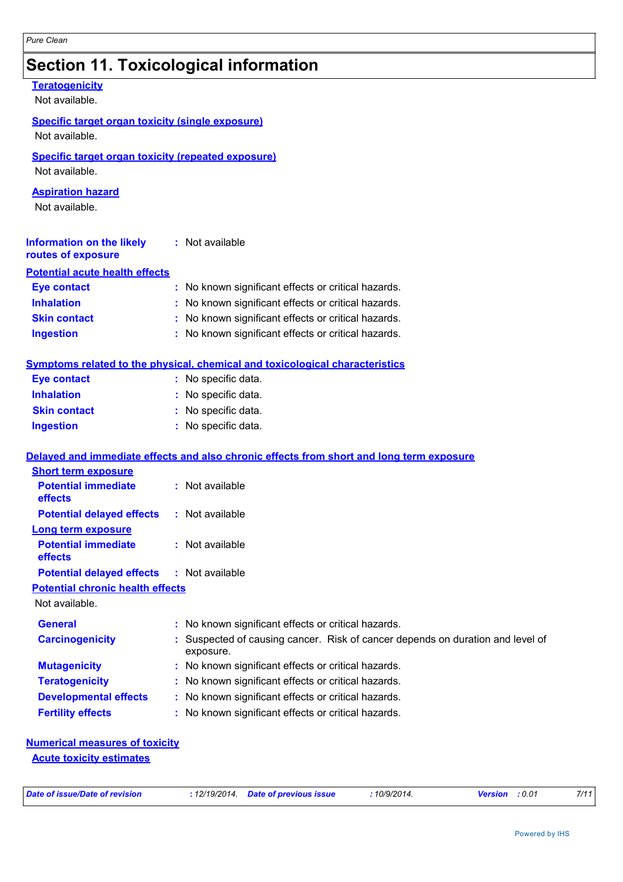# Section 11. Toxicological information

**Teratogenicity**

Not available.

**Specific target organ toxicity (single exposure)**

Not available.

**Specific target organ toxicity (repeated exposure)**

Not available.

**Aspiration hazard**

Not available.

**Information on the likely routes of exposure** : Not available

**Potential acute health effects**

| | |
|---|---|
| **Eye contact** | : No known significant effects or critical hazards. |
| **Inhalation** | : No known significant effects or critical hazards. |
| **Skin contact** | : No known significant effects or critical hazards. |
| **Ingestion** | : No known significant effects or critical hazards. |

**Symptoms related to the physical, chemical and toxicological characteristics**

| | |
|---|---|
| **Eye contact** | : No specific data. |
| **Inhalation** | : No specific data. |
| **Skin contact** | : No specific data. |
| **Ingestion** | : No specific data. |

**Delayed and immediate effects and also chronic effects from short and long term exposure**

**Short term exposure**

| | |
|---|---|
| **Potential immediate effects** | : Not available |
| **Potential delayed effects** | : Not available |

**Long term exposure**

| | |
|---|---|
| **Potential immediate effects** | : Not available |
| **Potential delayed effects** | : Not available |

**Potential chronic health effects**

Not available.

| | |
|---|---|
| **General** | : No known significant effects or critical hazards. |
| **Carcinogenicity** | : Suspected of causing cancer. Risk of cancer depends on duration and level of exposure. |
| **Mutagenicity** | : No known significant effects or critical hazards. |
| **Teratogenicity** | : No known significant effects or critical hazards. |
| **Developmental effects** | : No known significant effects or critical hazards. |
| **Fertility effects** | : No known significant effects or critical hazards. |

**Numerical measures of toxicity**

**Acute toxicity estimates**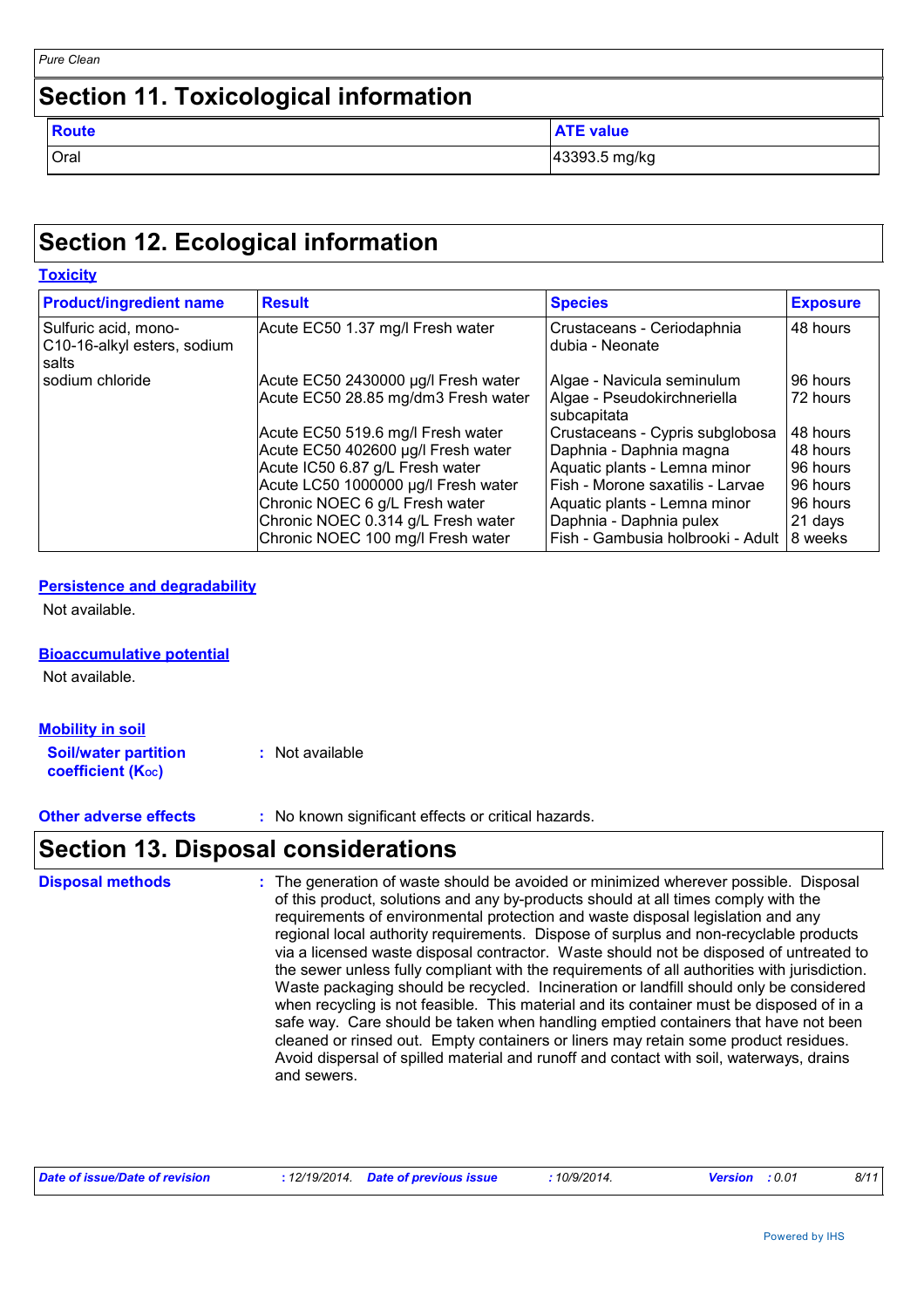# Section 11. Toxicological information

| Route | ATE value |
| --- | --- |
| Oral | 43393.5 mg/kg |

# Section 12. Ecological information

## Toxicity

| Product/ingredient name | Result | Species | Exposure |
| --- | --- | --- | --- |
| Sulfuric acid, mono-C10-16-alkyl esters, sodium salts | Acute EC50 1.37 mg/l Fresh water | Crustaceans - Ceriodaphnia dubia - Neonate | 48 hours |
| sodium chloride | Acute EC50 2430000 µg/l Fresh water | Algae - Navicula seminulum | 96 hours |
| | Acute EC50 28.85 mg/dm3 Fresh water | Algae - Pseudokirchneriella subcapitata | 72 hours |
| | Acute EC50 519.6 mg/l Fresh water | Crustaceans - Cypris subglobosa | 48 hours |
| | Acute EC50 402600 µg/l Fresh water | Daphnia - Daphnia magna | 48 hours |
| | Acute IC50 6.87 g/L Fresh water | Aquatic plants - Lemna minor | 96 hours |
| | Acute LC50 1000000 µg/l Fresh water | Fish - Morone saxatilis - Larvae | 96 hours |
| | Chronic NOEC 6 g/L Fresh water | Aquatic plants - Lemna minor | 96 hours |
| | Chronic NOEC 0.314 g/L Fresh water | Daphnia - Daphnia pulex | 21 days |
| | Chronic NOEC 100 mg/l Fresh water | Fish - Gambusia holbrooki - Adult | 8 weeks |

## Persistence and degradability

Not available.

## Bioaccumulative potential

Not available.

## Mobility in soil

**Soil/water partition coefficient ($K_{OC}$)** : Not available

**Other adverse effects** : No known significant effects or critical hazards.

# Section 13. Disposal considerations

**Disposal methods** : The generation of waste should be avoided or minimized wherever possible. Disposal of this product, solutions and any by-products should at all times comply with the requirements of environmental protection and waste disposal legislation and any regional local authority requirements. Dispose of surplus and non-recyclable products via a licensed waste disposal contractor. Waste should not be disposed of untreated to the sewer unless fully compliant with the requirements of all authorities with jurisdiction. Waste packaging should be recycled. Incineration or landfill should only be considered when recycling is not feasible. This material and its container must be disposed of in a safe way. Care should be taken when handling emptied containers that have not been cleaned or rinsed out. Empty containers or liners may retain some product residues. Avoid dispersal of spilled material and runoff and contact with soil, waterways, drains and sewers.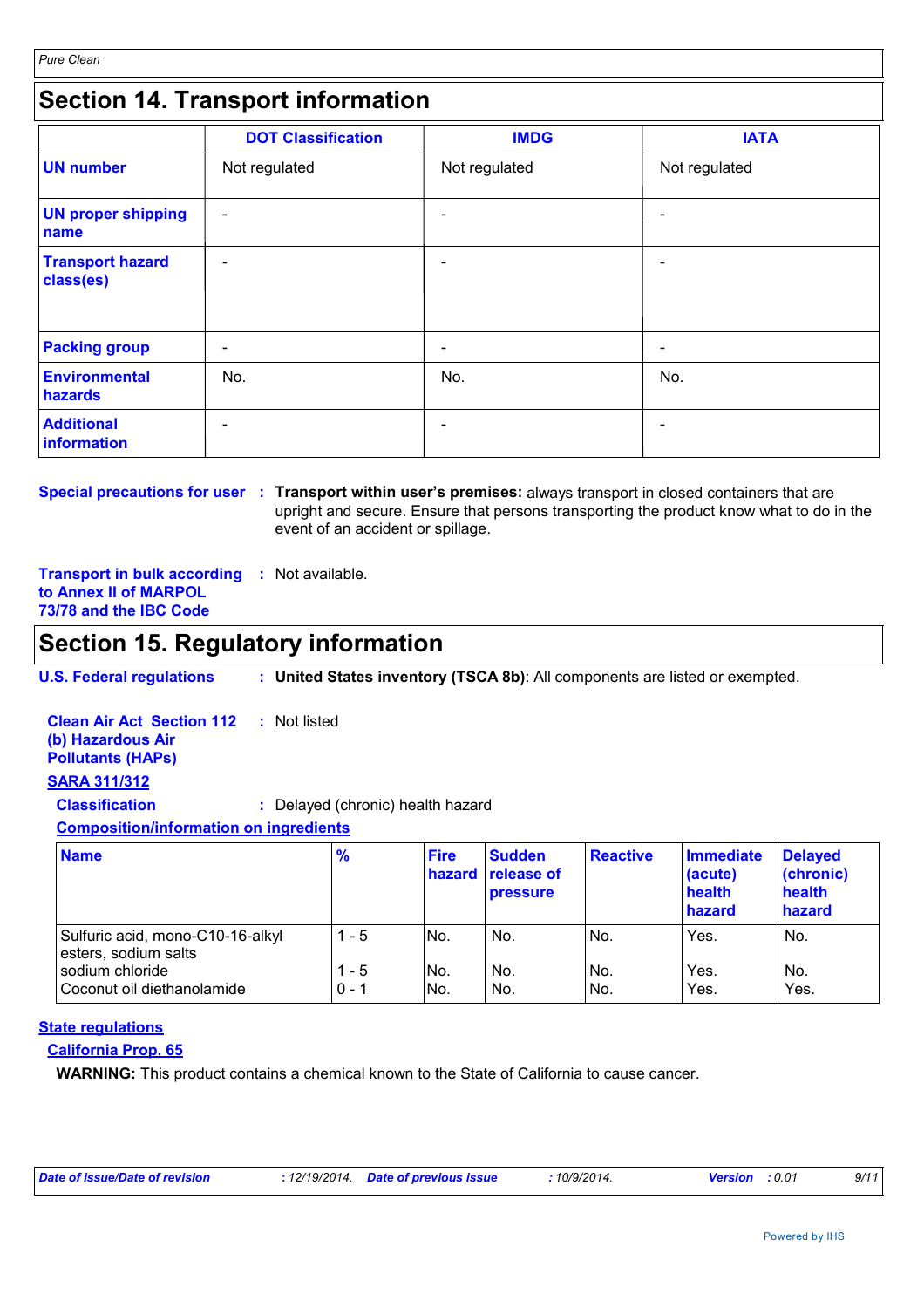## Section 14. Transport information

| | DOT Classification | IMDG | IATA |
|---|---|---|---|
| **UN number** | Not regulated | Not regulated | Not regulated |
| **UN proper shipping name** | - | - | - |
| **Transport hazard class(es)** | - | - | - |
| **Packing group** | - | - | - |
| **Environmental hazards** | No. | No. | No. |
| **Additional information** | - | - | - |

**Special precautions for user** : **Transport within user's premises:** always transport in closed containers that are upright and secure. Ensure that persons transporting the product know what to do in the event of an accident or spillage.

**Transport in bulk according to Annex II of MARPOL 73/78 and the IBC Code** : Not available.

## Section 15. Regulatory information

**U.S. Federal regulations** : **United States inventory (TSCA 8b)**: All components are listed or exempted.

**Clean Air Act Section 112 (b) Hazardous Air Pollutants (HAPs)** : Not listed

**SARA 311/312**

**Classification** : Delayed (chronic) health hazard

**Composition/information on ingredients**

| Name | % | Fire hazard | Sudden release of pressure | Reactive | Immediate (acute) health hazard | Delayed (chronic) health hazard |
|---|---|---|---|---|---|---|
| Sulfuric acid, mono-C10-16-alkyl esters, sodium salts | 1 - 5 | No. | No. | No. | Yes. | No. |
| sodium chloride | 1 - 5 | No. | No. | No. | Yes. | No. |
| Coconut oil diethanolamide | 0 - 1 | No. | No. | No. | Yes. | Yes. |

**State regulations**

**California Prop. 65**

**WARNING:** This product contains a chemical known to the State of California to cause cancer.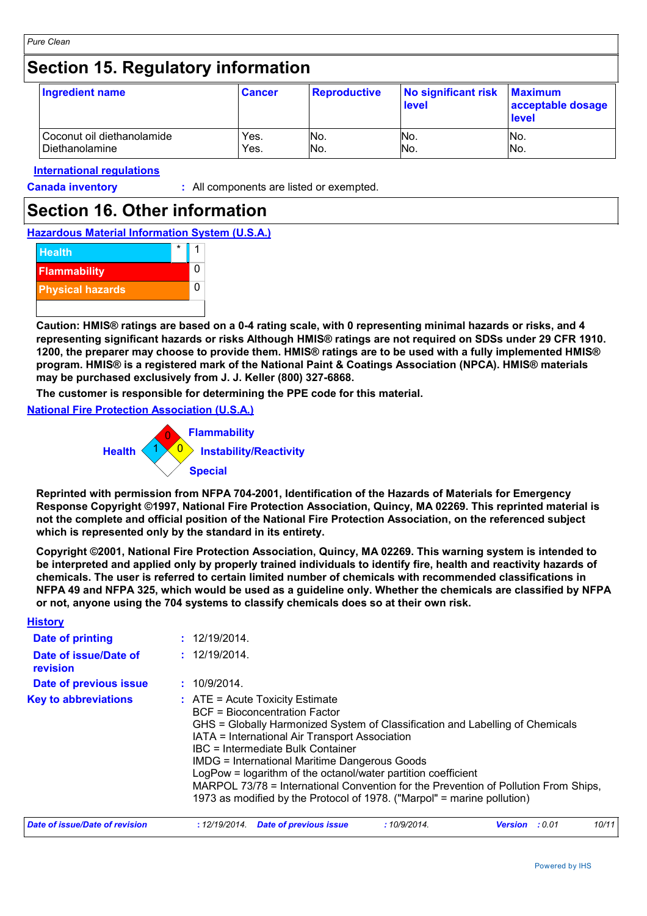## Section 15. Regulatory information

| Ingredient name | Cancer | Reproductive | No significant risk level | Maximum acceptable dosage level |
|---|---|---|---|---|
| Coconut oil diethanolamide | Yes. | No. | No. | No. |
| Diethanolamine | Yes. | No. | No. | No. |

**International regulations**

**Canada inventory** : All components are listed or exempted.

## Section 16. Other information

**Hazardous Material Information System (U.S.A.)**

| | | |
|---|---|---|
| Health | * | 1 |
| Flammability | | 0 |
| Physical hazards | | 0 |

**Caution: HMIS® ratings are based on a 0-4 rating scale, with 0 representing minimal hazards or risks, and 4 representing significant hazards or risks Although HMIS® ratings are not required on SDSs under 29 CFR 1910. 1200, the preparer may choose to provide them. HMIS® ratings are to be used with a fully implemented HMIS® program. HMIS® is a registered mark of the National Paint & Coatings Association (NPCA). HMIS® materials may be purchased exclusively from J. J. Keller (800) 327-6868.**

**The customer is responsible for determining the PPE code for this material.**

**National Fire Protection Association (U.S.A.)**

Flammability: 0
Health: 1
Instability/Reactivity: 0
Special:

**Reprinted with permission from NFPA 704-2001, Identification of the Hazards of Materials for Emergency Response Copyright ©1997, National Fire Protection Association, Quincy, MA 02269. This reprinted material is not the complete and official position of the National Fire Protection Association, on the referenced subject which is represented only by the standard in its entirety.**

**Copyright ©2001, National Fire Protection Association, Quincy, MA 02269. This warning system is intended to be interpreted and applied only by properly trained individuals to identify fire, health and reactivity hazards of chemicals. The user is referred to certain limited number of chemicals with recommended classifications in NFPA 49 and NFPA 325, which would be used as a guideline only. Whether the chemicals are classified by NFPA or not, anyone using the 704 systems to classify chemicals does so at their own risk.**

**History**

**Date of printing** : 12/19/2014.

**Date of issue/Date of revision** : 12/19/2014.

**Date of previous issue** : 10/9/2014.

**Key to abbreviations** : ATE = Acute Toxicity Estimate
BCF = Bioconcentration Factor
GHS = Globally Harmonized System of Classification and Labelling of Chemicals
IATA = International Air Transport Association
IBC = Intermediate Bulk Container
IMDG = International Maritime Dangerous Goods
LogPow = logarithm of the octanol/water partition coefficient
MARPOL 73/78 = International Convention for the Prevention of Pollution From Ships, 1973 as modified by the Protocol of 1978. ("Marpol" = marine pollution)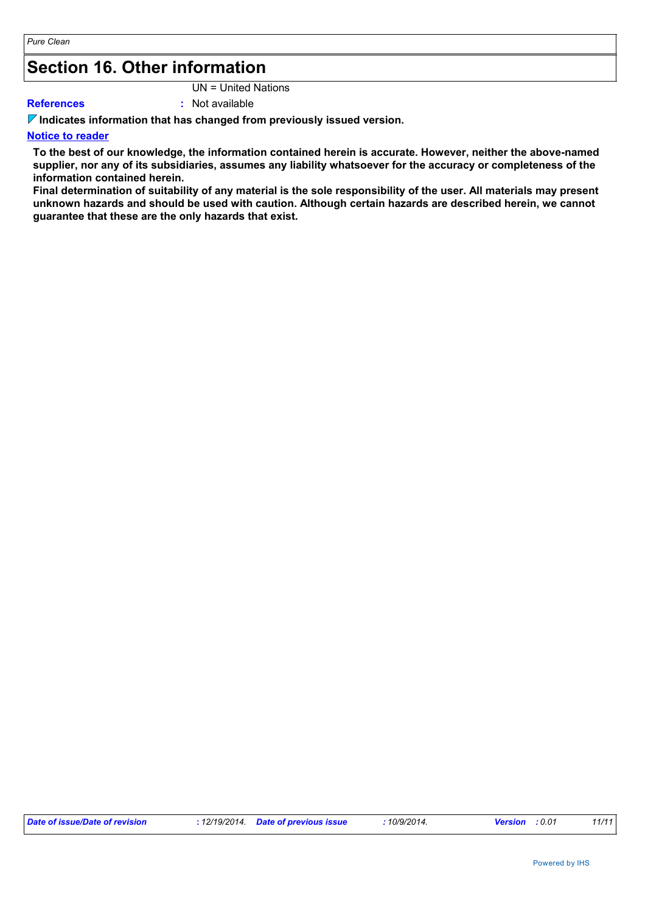## Section 16. Other information

UN = United Nations

**References** : Not available

**Indicates information that has changed from previously issued version.**

**Notice to reader**

**To the best of our knowledge, the information contained herein is accurate. However, neither the above-named supplier, nor any of its subsidiaries, assumes any liability whatsoever for the accuracy or completeness of the information contained herein.**

**Final determination of suitability of any material is the sole responsibility of the user. All materials may present unknown hazards and should be used with caution. Although certain hazards are described herein, we cannot guarantee that these are the only hazards that exist.**